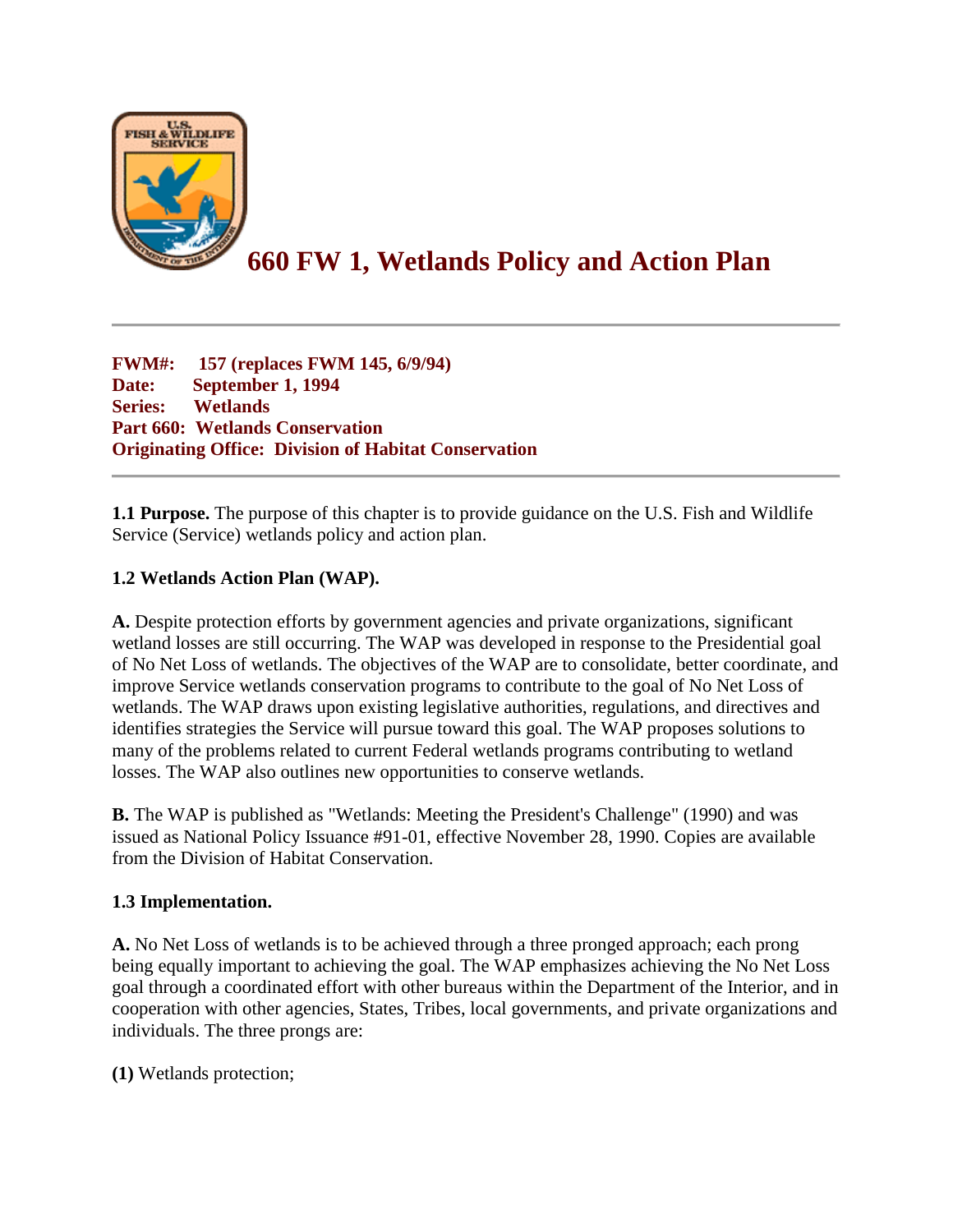# 660 FW 1, Wetlands Policy and Action Plan

---

**FWM#: 157 (replaces FWM 145, 6/9/94)**
**Date: September 1, 1994**
**Series: Wetlands**
**Part 660: Wetlands Conservation**
**Originating Office: Division of Habitat Conservation**

---

**1.1 Purpose.** The purpose of this chapter is to provide guidance on the U.S. Fish and Wildlife Service (Service) wetlands policy and action plan.

**1.2 Wetlands Action Plan (WAP).**

**A.** Despite protection efforts by government agencies and private organizations, significant wetland losses are still occurring. The WAP was developed in response to the Presidential goal of No Net Loss of wetlands. The objectives of the WAP are to consolidate, better coordinate, and improve Service wetlands conservation programs to contribute to the goal of No Net Loss of wetlands. The WAP draws upon existing legislative authorities, regulations, and directives and identifies strategies the Service will pursue toward this goal. The WAP proposes solutions to many of the problems related to current Federal wetlands programs contributing to wetland losses. The WAP also outlines new opportunities to conserve wetlands.

**B.** The WAP is published as "Wetlands: Meeting the President's Challenge" (1990) and was issued as National Policy Issuance #91-01, effective November 28, 1990. Copies are available from the Division of Habitat Conservation.

**1.3 Implementation.**

**A.** No Net Loss of wetlands is to be achieved through a three pronged approach; each prong being equally important to achieving the goal. The WAP emphasizes achieving the No Net Loss goal through a coordinated effort with other bureaus within the Department of the Interior, and in cooperation with other agencies, States, Tribes, local governments, and private organizations and individuals. The three prongs are:

**(1)** Wetlands protection;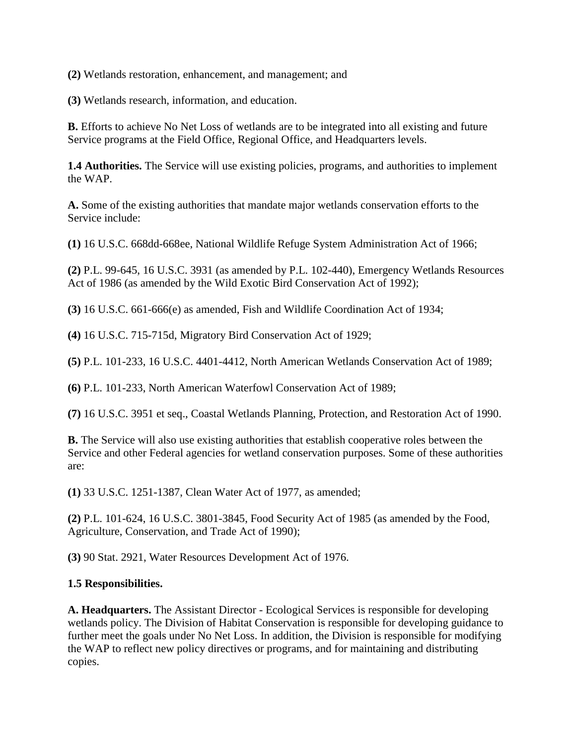**(2)** Wetlands restoration, enhancement, and management; and

**(3)** Wetlands research, information, and education.

**B.** Efforts to achieve No Net Loss of wetlands are to be integrated into all existing and future Service programs at the Field Office, Regional Office, and Headquarters levels.

**1.4 Authorities.** The Service will use existing policies, programs, and authorities to implement the WAP.

**A.** Some of the existing authorities that mandate major wetlands conservation efforts to the Service include:

**(1)** 16 U.S.C. 668dd-668ee, National Wildlife Refuge System Administration Act of 1966;

**(2)** P.L. 99-645, 16 U.S.C. 3931 (as amended by P.L. 102-440), Emergency Wetlands Resources Act of 1986 (as amended by the Wild Exotic Bird Conservation Act of 1992);

**(3)** 16 U.S.C. 661-666(e) as amended, Fish and Wildlife Coordination Act of 1934;

**(4)** 16 U.S.C. 715-715d, Migratory Bird Conservation Act of 1929;

**(5)** P.L. 101-233, 16 U.S.C. 4401-4412, North American Wetlands Conservation Act of 1989;

**(6)** P.L. 101-233, North American Waterfowl Conservation Act of 1989;

**(7)** 16 U.S.C. 3951 et seq., Coastal Wetlands Planning, Protection, and Restoration Act of 1990.

**B.** The Service will also use existing authorities that establish cooperative roles between the Service and other Federal agencies for wetland conservation purposes. Some of these authorities are:

**(1)** 33 U.S.C. 1251-1387, Clean Water Act of 1977, as amended;

**(2)** P.L. 101-624, 16 U.S.C. 3801-3845, Food Security Act of 1985 (as amended by the Food, Agriculture, Conservation, and Trade Act of 1990);

**(3)** 90 Stat. 2921, Water Resources Development Act of 1976.

**1.5 Responsibilities.**

**A. Headquarters.** The Assistant Director - Ecological Services is responsible for developing wetlands policy. The Division of Habitat Conservation is responsible for developing guidance to further meet the goals under No Net Loss. In addition, the Division is responsible for modifying the WAP to reflect new policy directives or programs, and for maintaining and distributing copies.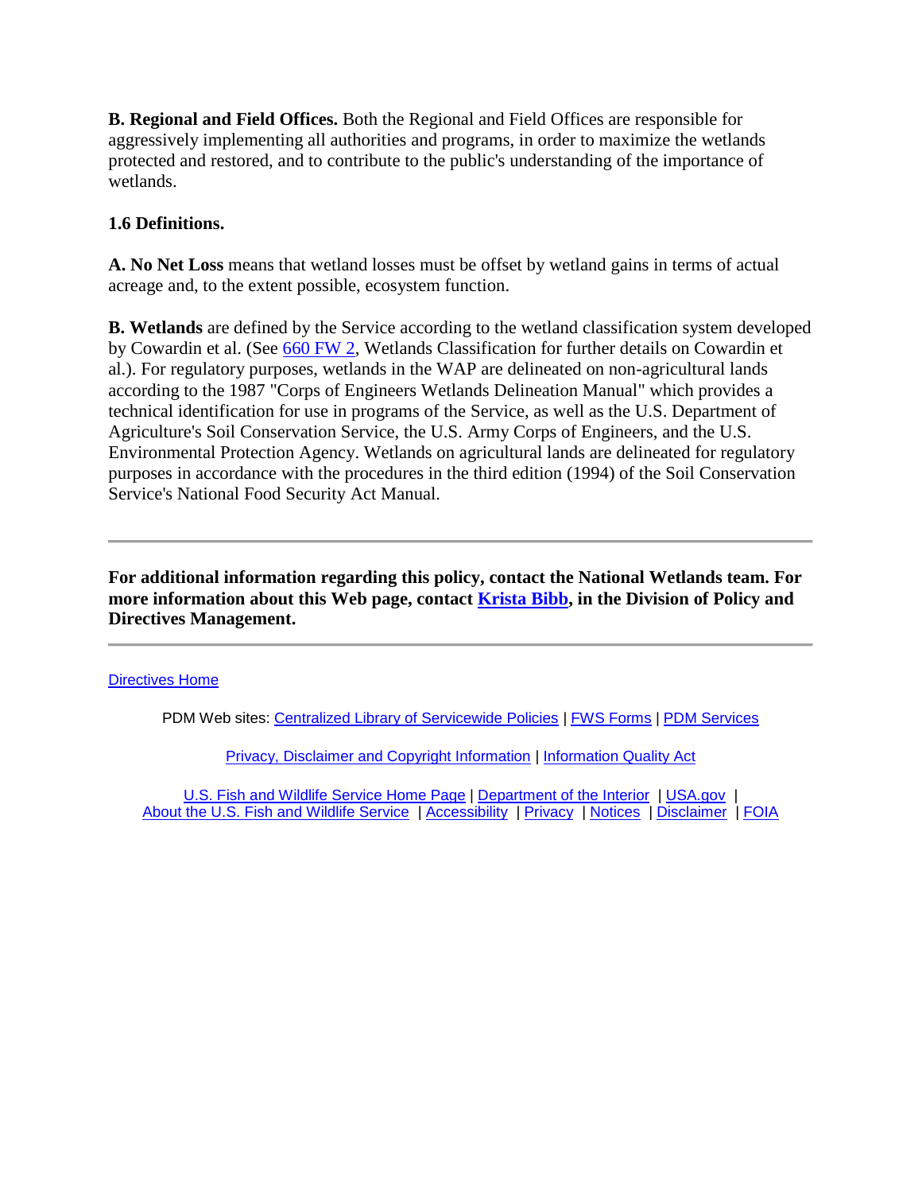**B. Regional and Field Offices.** Both the Regional and Field Offices are responsible for aggressively implementing all authorities and programs, in order to maximize the wetlands protected and restored, and to contribute to the public's understanding of the importance of wetlands.

**1.6 Definitions.**

**A. No Net Loss** means that wetland losses must be offset by wetland gains in terms of actual acreage and, to the extent possible, ecosystem function.

**B. Wetlands** are defined by the Service according to the wetland classification system developed by Cowardin et al. (See 660 FW 2, Wetlands Classification for further details on Cowardin et al.). For regulatory purposes, wetlands in the WAP are delineated on non-agricultural lands according to the 1987 "Corps of Engineers Wetlands Delineation Manual" which provides a technical identification for use in programs of the Service, as well as the U.S. Department of Agriculture's Soil Conservation Service, the U.S. Army Corps of Engineers, and the U.S. Environmental Protection Agency. Wetlands on agricultural lands are delineated for regulatory purposes in accordance with the procedures in the third edition (1994) of the Soil Conservation Service's National Food Security Act Manual.

---

**For additional information regarding this policy, contact the National Wetlands team. For more information about this Web page, contact Krista Bibb, in the Division of Policy and Directives Management.**

---

Directives Home

PDM Web sites: Centralized Library of Servicewide Policies | FWS Forms | PDM Services

Privacy, Disclaimer and Copyright Information | Information Quality Act

U.S. Fish and Wildlife Service Home Page | Department of the Interior | USA.gov | About the U.S. Fish and Wildlife Service | Accessibility | Privacy | Notices | Disclaimer | FOIA